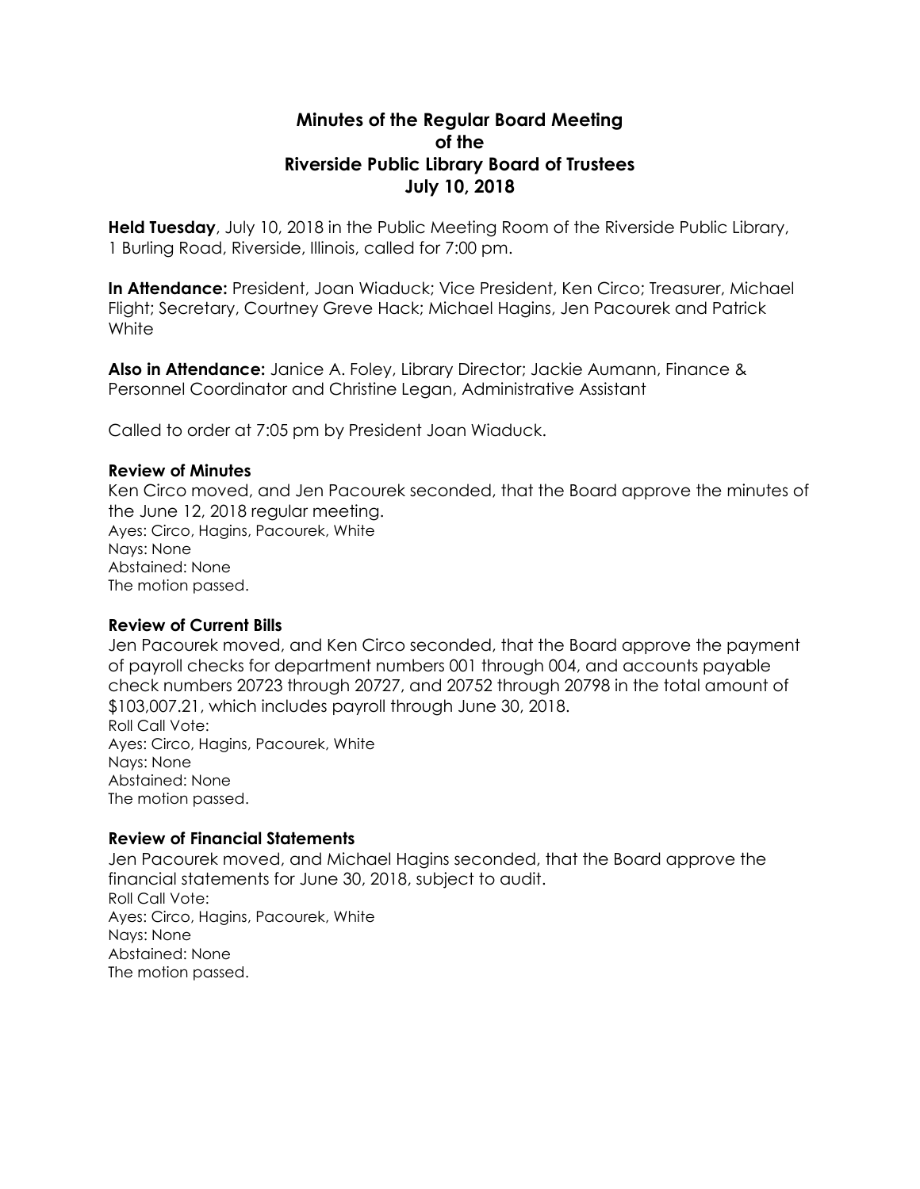# Minutes of the Regular Board Meeting of the Riverside Public Library Board of Trustees July 10, 2018

**Held Tuesday**, July 10, 2018 in the Public Meeting Room of the Riverside Public Library, 1 Burling Road, Riverside, Illinois, called for 7:00 pm.

**In Attendance:** President, Joan Wiaduck; Vice President, Ken Circo; Treasurer, Michael Flight; Secretary, Courtney Greve Hack; Michael Hagins, Jen Pacourek and Patrick White

**Also in Attendance:** Janice A. Foley, Library Director; Jackie Aumann, Finance & Personnel Coordinator and Christine Legan, Administrative Assistant

Called to order at 7:05 pm by President Joan Wiaduck.

### Review of Minutes

Ken Circo moved, and Jen Pacourek seconded, that the Board approve the minutes of the June 12, 2018 regular meeting.
Ayes: Circo, Hagins, Pacourek, White
Nays: None
Abstained: None
The motion passed.

### Review of Current Bills

Jen Pacourek moved, and Ken Circo seconded, that the Board approve the payment of payroll checks for department numbers 001 through 004, and accounts payable check numbers 20723 through 20727, and 20752 through 20798 in the total amount of $103,007.21, which includes payroll through June 30, 2018.
Roll Call Vote:
Ayes: Circo, Hagins, Pacourek, White
Nays: None
Abstained: None
The motion passed.

### Review of Financial Statements

Jen Pacourek moved, and Michael Hagins seconded, that the Board approve the financial statements for June 30, 2018, subject to audit.
Roll Call Vote:
Ayes: Circo, Hagins, Pacourek, White
Nays: None
Abstained: None
The motion passed.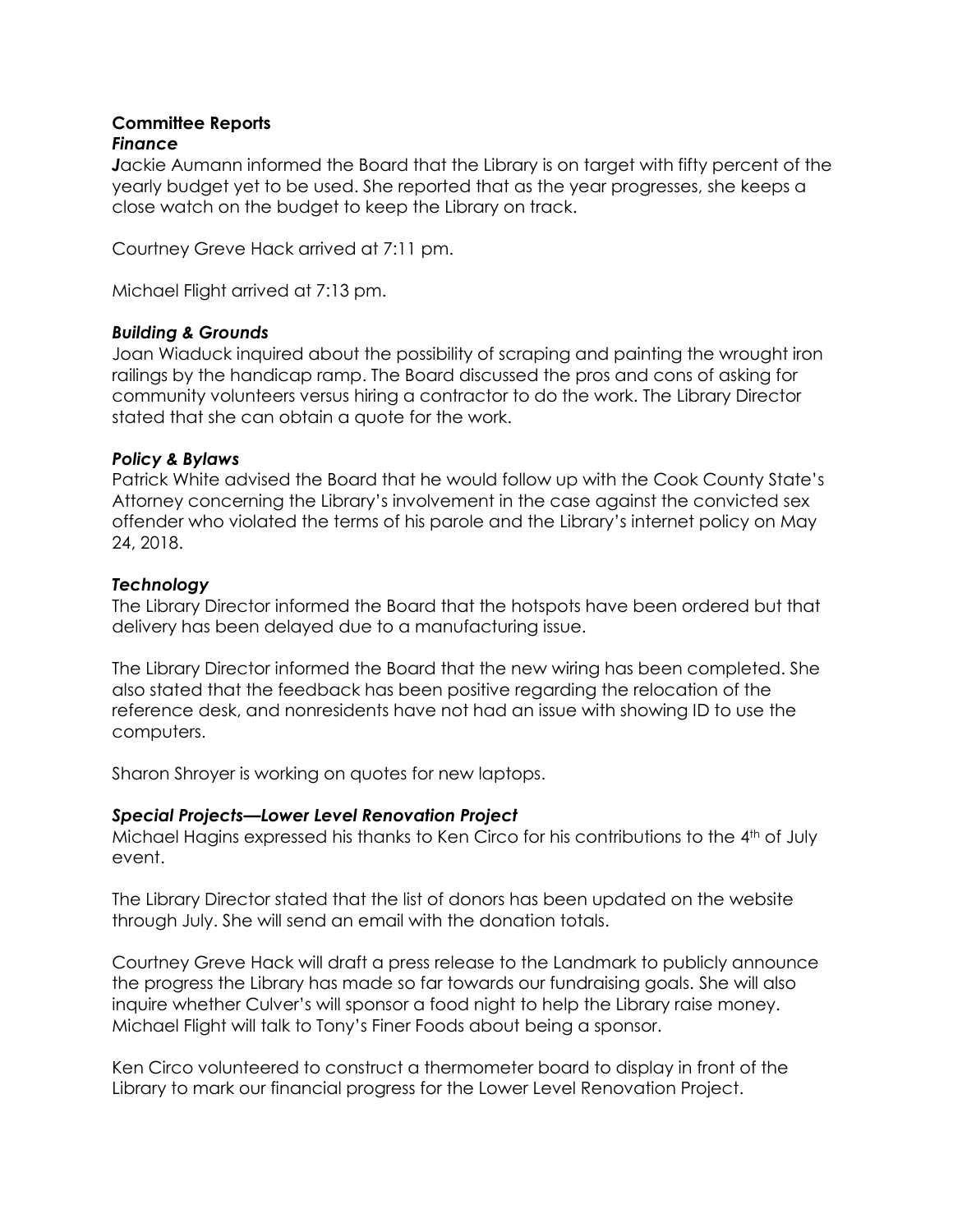## Committee Reports

### *Finance*

Jackie Aumann informed the Board that the Library is on target with fifty percent of the yearly budget yet to be used. She reported that as the year progresses, she keeps a close watch on the budget to keep the Library on track.

Courtney Greve Hack arrived at 7:11 pm.

Michael Flight arrived at 7:13 pm.

### *Building & Grounds*

Joan Wiaduck inquired about the possibility of scraping and painting the wrought iron railings by the handicap ramp. The Board discussed the pros and cons of asking for community volunteers versus hiring a contractor to do the work. The Library Director stated that she can obtain a quote for the work.

### *Policy & Bylaws*

Patrick White advised the Board that he would follow up with the Cook County State's Attorney concerning the Library's involvement in the case against the convicted sex offender who violated the terms of his parole and the Library's internet policy on May 24, 2018.

### *Technology*

The Library Director informed the Board that the hotspots have been ordered but that delivery has been delayed due to a manufacturing issue.

The Library Director informed the Board that the new wiring has been completed. She also stated that the feedback has been positive regarding the relocation of the reference desk, and nonresidents have not had an issue with showing ID to use the computers.

Sharon Shroyer is working on quotes for new laptops.

### *Special Projects—Lower Level Renovation Project*

Michael Hagins expressed his thanks to Ken Circo for his contributions to the 4th of July event.

The Library Director stated that the list of donors has been updated on the website through July. She will send an email with the donation totals.

Courtney Greve Hack will draft a press release to the Landmark to publicly announce the progress the Library has made so far towards our fundraising goals. She will also inquire whether Culver's will sponsor a food night to help the Library raise money. Michael Flight will talk to Tony's Finer Foods about being a sponsor.

Ken Circo volunteered to construct a thermometer board to display in front of the Library to mark our financial progress for the Lower Level Renovation Project.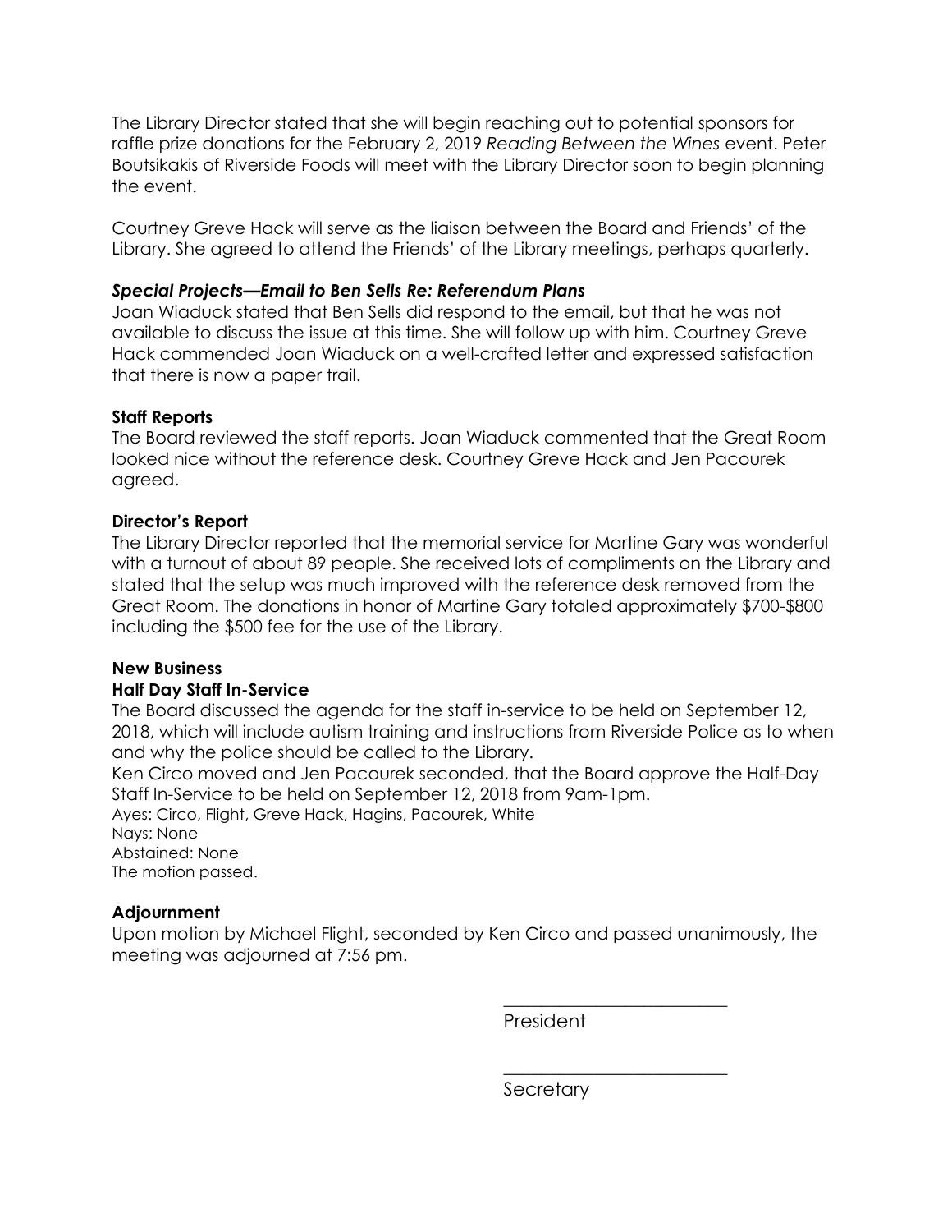The Library Director stated that she will begin reaching out to potential sponsors for raffle prize donations for the February 2, 2019 *Reading Between the Wines* event. Peter Boutsikakis of Riverside Foods will meet with the Library Director soon to begin planning the event.

Courtney Greve Hack will serve as the liaison between the Board and Friends' of the Library. She agreed to attend the Friends' of the Library meetings, perhaps quarterly.

***Special Projects—Email to Ben Sells Re: Referendum Plans***

Joan Wiaduck stated that Ben Sells did respond to the email, but that he was not available to discuss the issue at this time. She will follow up with him. Courtney Greve Hack commended Joan Wiaduck on a well-crafted letter and expressed satisfaction that there is now a paper trail.

**Staff Reports**

The Board reviewed the staff reports. Joan Wiaduck commented that the Great Room looked nice without the reference desk. Courtney Greve Hack and Jen Pacourek agreed.

**Director's Report**

The Library Director reported that the memorial service for Martine Gary was wonderful with a turnout of about 89 people. She received lots of compliments on the Library and stated that the setup was much improved with the reference desk removed from the Great Room. The donations in honor of Martine Gary totaled approximately $700-$800 including the $500 fee for the use of the Library.

**New Business**

**Half Day Staff In-Service**

The Board discussed the agenda for the staff in-service to be held on September 12, 2018, which will include autism training and instructions from Riverside Police as to when and why the police should be called to the Library.

Ken Circo moved and Jen Pacourek seconded, that the Board approve the Half-Day Staff In-Service to be held on September 12, 2018 from 9am-1pm.

Ayes: Circo, Flight, Greve Hack, Hagins, Pacourek, White
Nays: None
Abstained: None
The motion passed.

**Adjournment**

Upon motion by Michael Flight, seconded by Ken Circo and passed unanimously, the meeting was adjourned at 7:56 pm.

\_\_\_\_\_\_\_\_\_\_\_\_\_\_\_\_\_\_\_\_\_\_\_\_\_
President

\_\_\_\_\_\_\_\_\_\_\_\_\_\_\_\_\_\_\_\_\_\_\_\_\_
Secretary